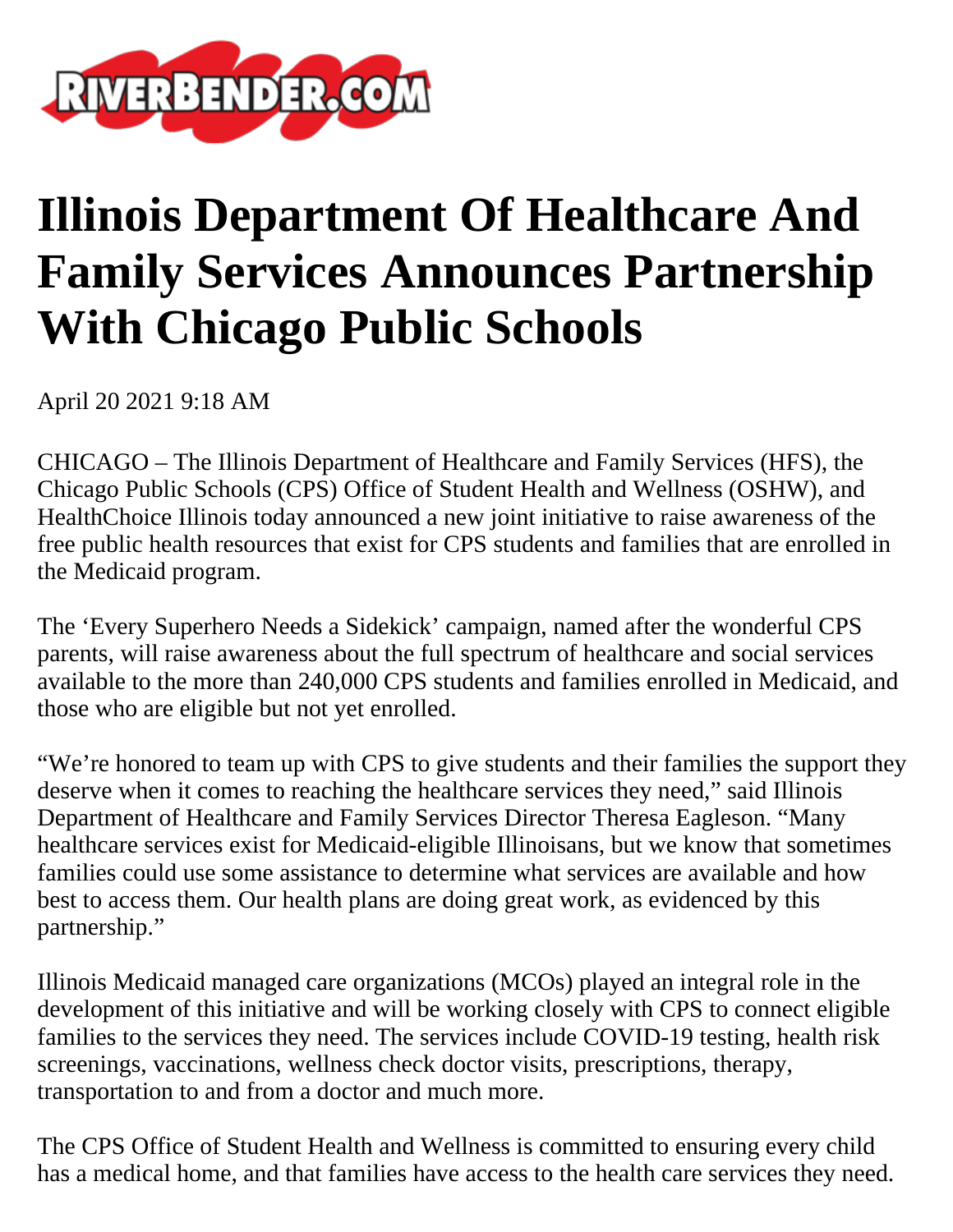RIVERBENDER.COM

# Illinois Department Of Healthcare And Family Services Announces Partnership With Chicago Public Schools

April 20 2021 9:18 AM

CHICAGO – The Illinois Department of Healthcare and Family Services (HFS), the Chicago Public Schools (CPS) Office of Student Health and Wellness (OSHW), and HealthChoice Illinois today announced a new joint initiative to raise awareness of the free public health resources that exist for CPS students and families that are enrolled in the Medicaid program.

The 'Every Superhero Needs a Sidekick' campaign, named after the wonderful CPS parents, will raise awareness about the full spectrum of healthcare and social services available to the more than 240,000 CPS students and families enrolled in Medicaid, and those who are eligible but not yet enrolled.

"We're honored to team up with CPS to give students and their families the support they deserve when it comes to reaching the healthcare services they need," said Illinois Department of Healthcare and Family Services Director Theresa Eagleson. "Many healthcare services exist for Medicaid-eligible Illinoisans, but we know that sometimes families could use some assistance to determine what services are available and how best to access them. Our health plans are doing great work, as evidenced by this partnership."

Illinois Medicaid managed care organizations (MCOs) played an integral role in the development of this initiative and will be working closely with CPS to connect eligible families to the services they need. The services include COVID-19 testing, health risk screenings, vaccinations, wellness check doctor visits, prescriptions, therapy, transportation to and from a doctor and much more.

The CPS Office of Student Health and Wellness is committed to ensuring every child has a medical home, and that families have access to the health care services they need.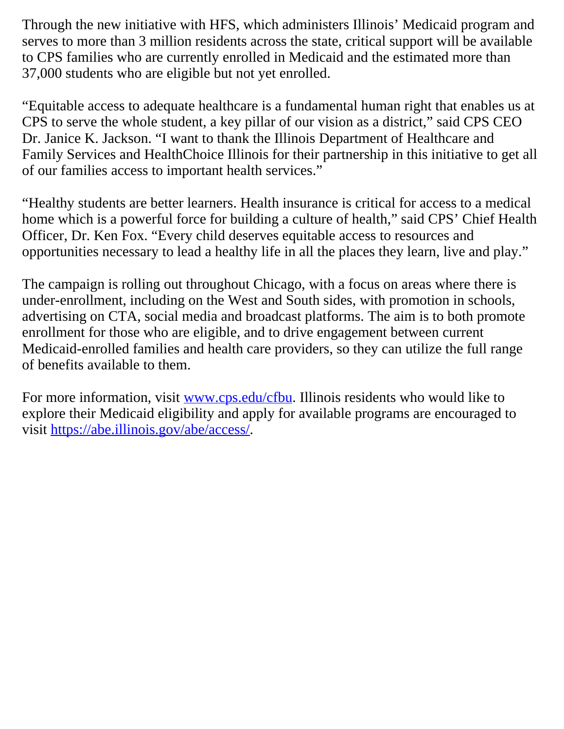Through the new initiative with HFS, which administers Illinois' Medicaid program and serves to more than 3 million residents across the state, critical support will be available to CPS families who are currently enrolled in Medicaid and the estimated more than 37,000 students who are eligible but not yet enrolled.

"Equitable access to adequate healthcare is a fundamental human right that enables us at CPS to serve the whole student, a key pillar of our vision as a district," said CPS CEO Dr. Janice K. Jackson. "I want to thank the Illinois Department of Healthcare and Family Services and HealthChoice Illinois for their partnership in this initiative to get all of our families access to important health services."

"Healthy students are better learners. Health insurance is critical for access to a medical home which is a powerful force for building a culture of health," said CPS' Chief Health Officer, Dr. Ken Fox. "Every child deserves equitable access to resources and opportunities necessary to lead a healthy life in all the places they learn, live and play."

The campaign is rolling out throughout Chicago, with a focus on areas where there is under-enrollment, including on the West and South sides, with promotion in schools, advertising on CTA, social media and broadcast platforms. The aim is to both promote enrollment for those who are eligible, and to drive engagement between current Medicaid-enrolled families and health care providers, so they can utilize the full range of benefits available to them.

For more information, visit [www.cps.edu/cfbu](http://www.cps.edu/cfbu). Illinois residents who would like to explore their Medicaid eligibility and apply for available programs are encouraged to visit [https://abe.illinois.gov/abe/access/](https://abe.illinois.gov/abe/access/).